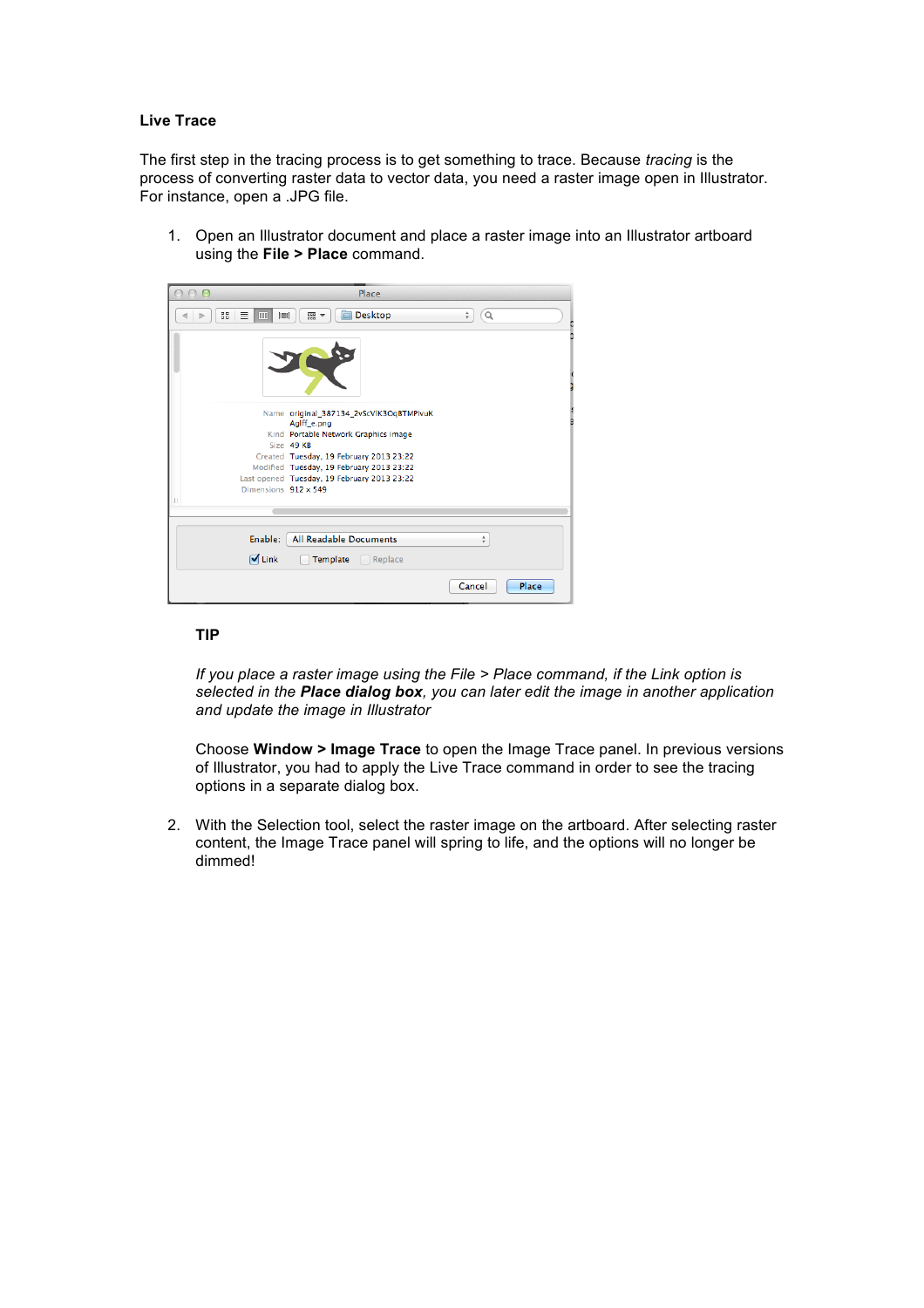**Live Trace**

The first step in the tracing process is to get something to trace. Because *tracing* is the process of converting raster data to vector data, you need a raster image open in Illustrator. For instance, open a .JPG file.

1. Open an Illustrator document and place a raster image into an Illustrator artboard using the **File > Place** command.

   **TIP**

   *If you place a raster image using the File > Place command, if the Link option is selected in the **Place dialog box**, you can later edit the image in another application and update the image in Illustrator*

   Choose **Window > Image Trace** to open the Image Trace panel. In previous versions of Illustrator, you had to apply the Live Trace command in order to see the tracing options in a separate dialog box.

2. With the Selection tool, select the raster image on the artboard. After selecting raster content, the Image Trace panel will spring to life, and the options will no longer be dimmed!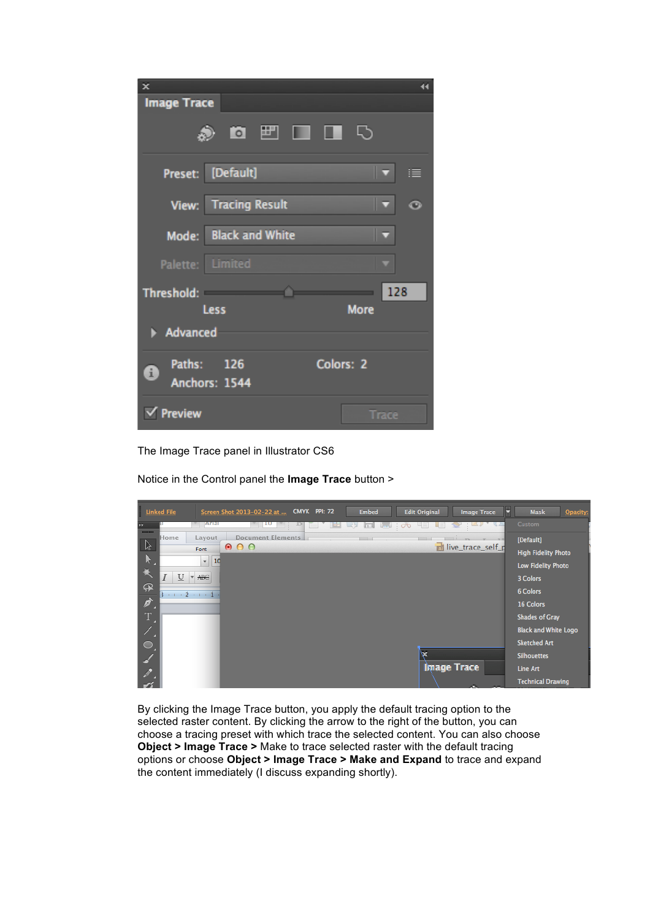The Image Trace panel in Illustrator CS6

Notice in the Control panel the **Image Trace** button >

By clicking the Image Trace button, you apply the default tracing option to the selected raster content. By clicking the arrow to the right of the button, you can choose a tracing preset with which trace the selected content. You can also choose **Object > Image Trace >** Make to trace selected raster with the default tracing options or choose **Object > Image Trace > Make and Expand** to trace and expand the content immediately (I discuss expanding shortly).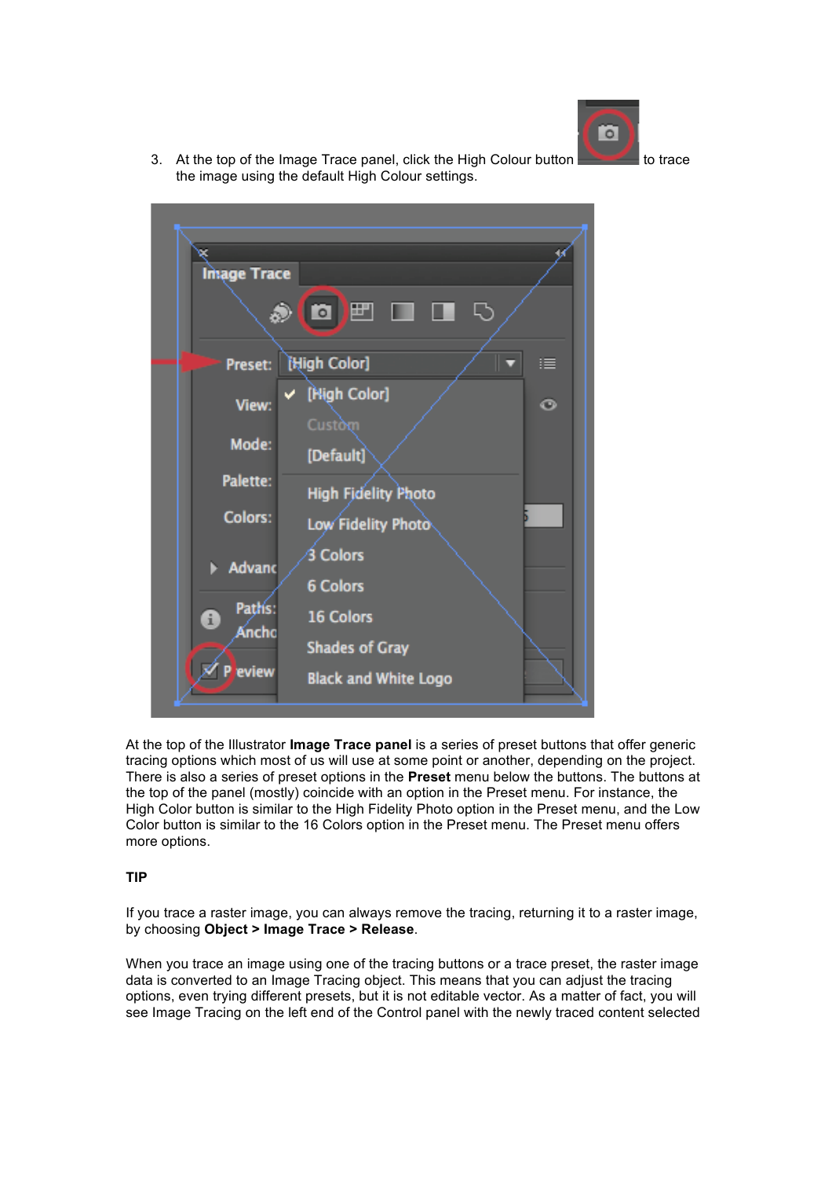3. At the top of the Image Trace panel, click the High Colour button to trace the image using the default High Colour settings.

At the top of the Illustrator **Image Trace panel** is a series of preset buttons that offer generic tracing options which most of us will use at some point or another, depending on the project. There is also a series of preset options in the **Preset** menu below the buttons. The buttons at the top of the panel (mostly) coincide with an option in the Preset menu. For instance, the High Color button is similar to the High Fidelity Photo option in the Preset menu, and the Low Color button is similar to the 16 Colors option in the Preset menu. The Preset menu offers more options.

**TIP**

If you trace a raster image, you can always remove the tracing, returning it to a raster image, by choosing **Object > Image Trace > Release**.

When you trace an image using one of the tracing buttons or a trace preset, the raster image data is converted to an Image Tracing object. This means that you can adjust the tracing options, even trying different presets, but it is not editable vector. As a matter of fact, you will see Image Tracing on the left end of the Control panel with the newly traced content selected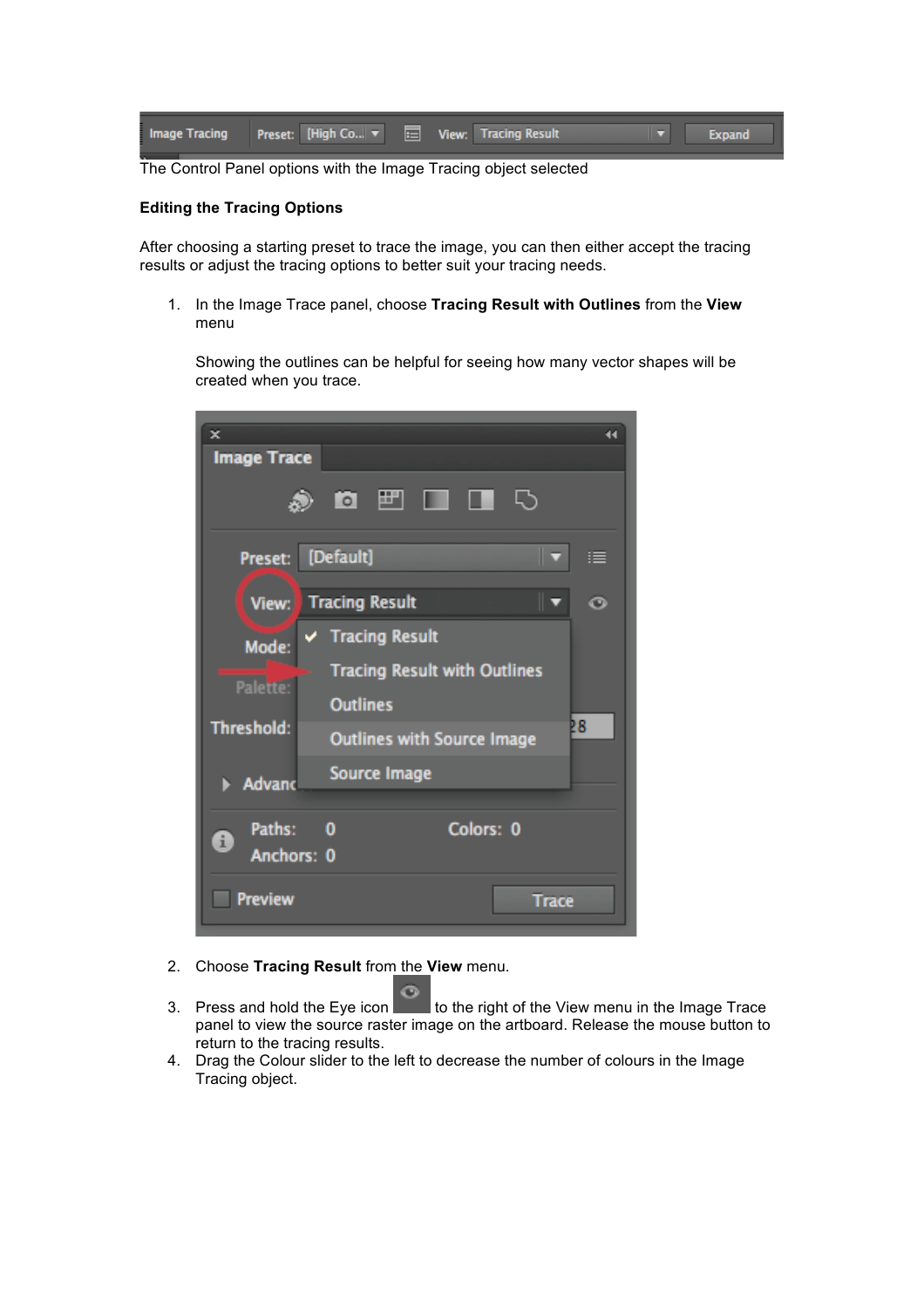The Control Panel options with the Image Tracing object selected

**Editing the Tracing Options**

After choosing a starting preset to trace the image, you can then either accept the tracing results or adjust the tracing options to better suit your tracing needs.

1. In the Image Trace panel, choose **Tracing Result with Outlines** from the **View** menu

   Showing the outlines can be helpful for seeing how many vector shapes will be created when you trace.

2. Choose **Tracing Result** from the **View** menu.

3. Press and hold the Eye icon to the right of the View menu in the Image Trace panel to view the source raster image on the artboard. Release the mouse button to return to the tracing results.
4. Drag the Colour slider to the left to decrease the number of colours in the Image Tracing object.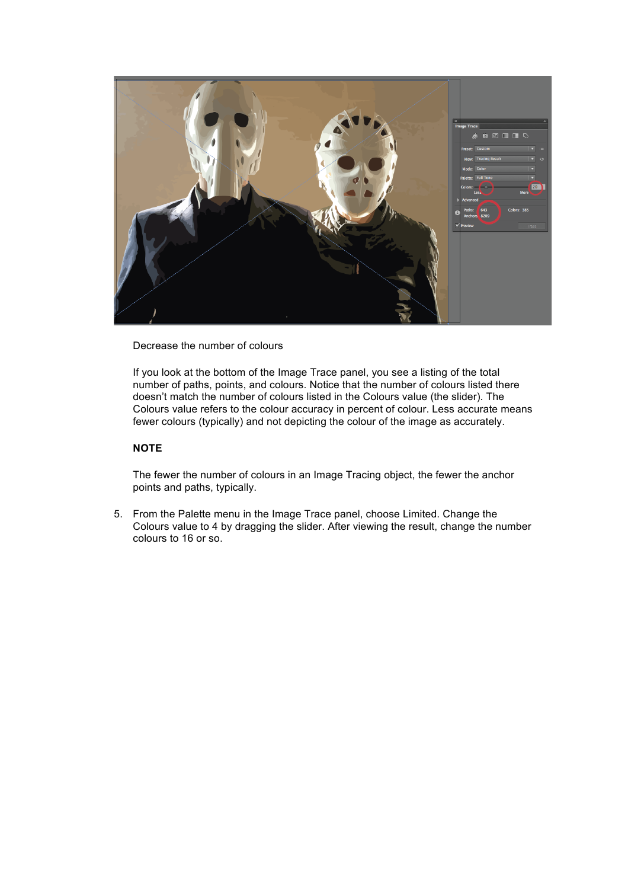Decrease the number of colours

If you look at the bottom of the Image Trace panel, you see a listing of the total number of paths, points, and colours. Notice that the number of colours listed there doesn't match the number of colours listed in the Colours value (the slider). The Colours value refers to the colour accuracy in percent of colour. Less accurate means fewer colours (typically) and not depicting the colour of the image as accurately.

**NOTE**

The fewer the number of colours in an Image Tracing object, the fewer the anchor points and paths, typically.

5. From the Palette menu in the Image Trace panel, choose Limited. Change the Colours value to 4 by dragging the slider. After viewing the result, change the number colours to 16 or so.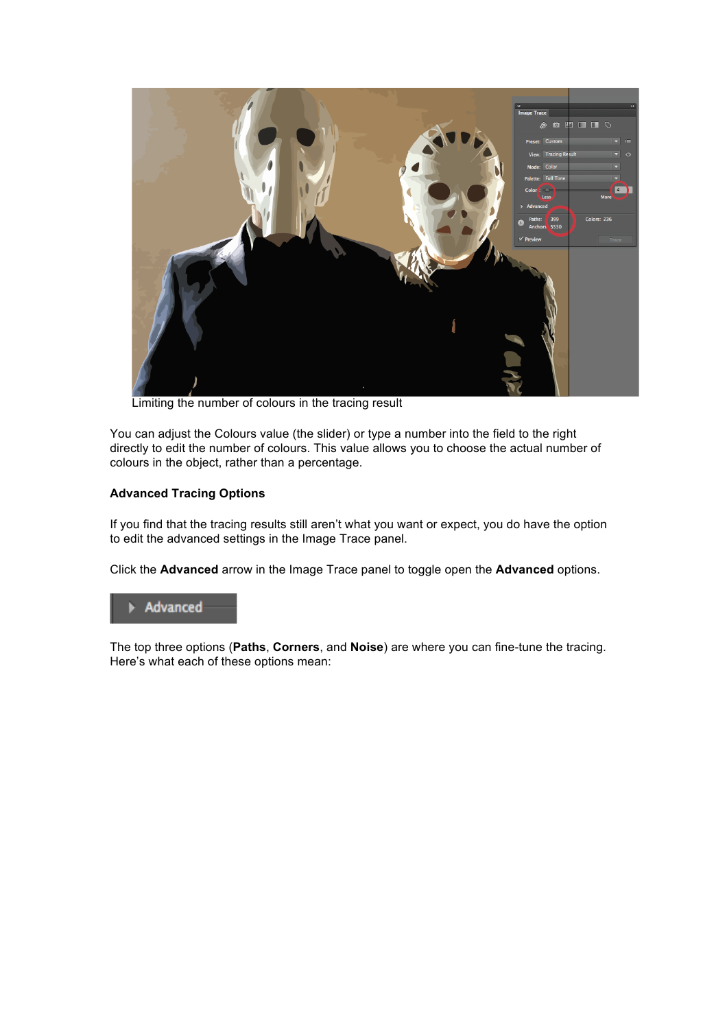Limiting the number of colours in the tracing result

You can adjust the Colours value (the slider) or type a number into the field to the right directly to edit the number of colours. This value allows you to choose the actual number of colours in the object, rather than a percentage.

**Advanced Tracing Options**

If you find that the tracing results still aren't what you want or expect, you do have the option to edit the advanced settings in the Image Trace panel.

Click the **Advanced** arrow in the Image Trace panel to toggle open the **Advanced** options.

The top three options (**Paths**, **Corners**, and **Noise**) are where you can fine-tune the tracing. Here's what each of these options mean: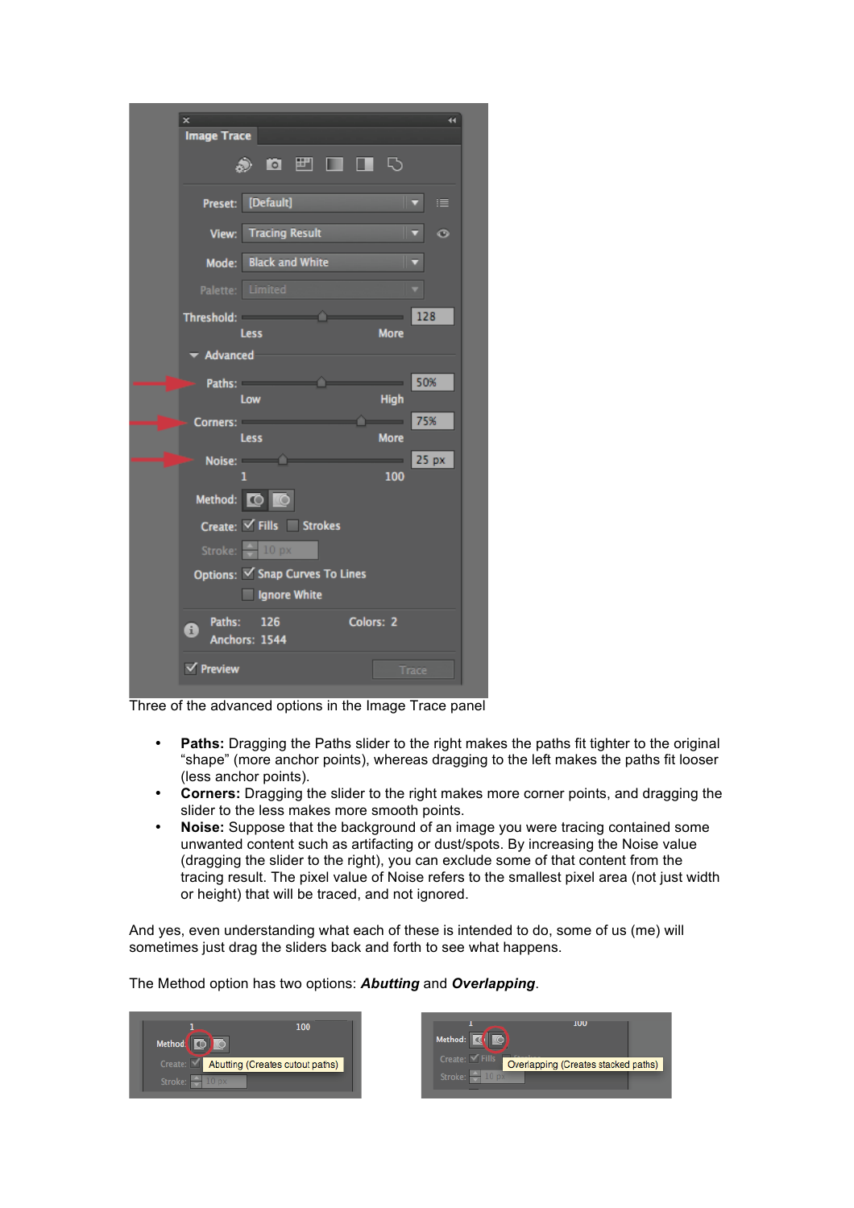Three of the advanced options in the Image Trace panel

- **Paths:** Dragging the Paths slider to the right makes the paths fit tighter to the original "shape" (more anchor points), whereas dragging to the left makes the paths fit looser (less anchor points).
- **Corners:** Dragging the slider to the right makes more corner points, and dragging the slider to the less makes more smooth points.
- **Noise:** Suppose that the background of an image you were tracing contained some unwanted content such as artifacting or dust/spots. By increasing the Noise value (dragging the slider to the right), you can exclude some of that content from the tracing result. The pixel value of Noise refers to the smallest pixel area (not just width or height) that will be traced, and not ignored.

And yes, even understanding what each of these is intended to do, some of us (me) will sometimes just drag the sliders back and forth to see what happens.

The Method option has two options: ***Abutting*** and ***Overlapping***.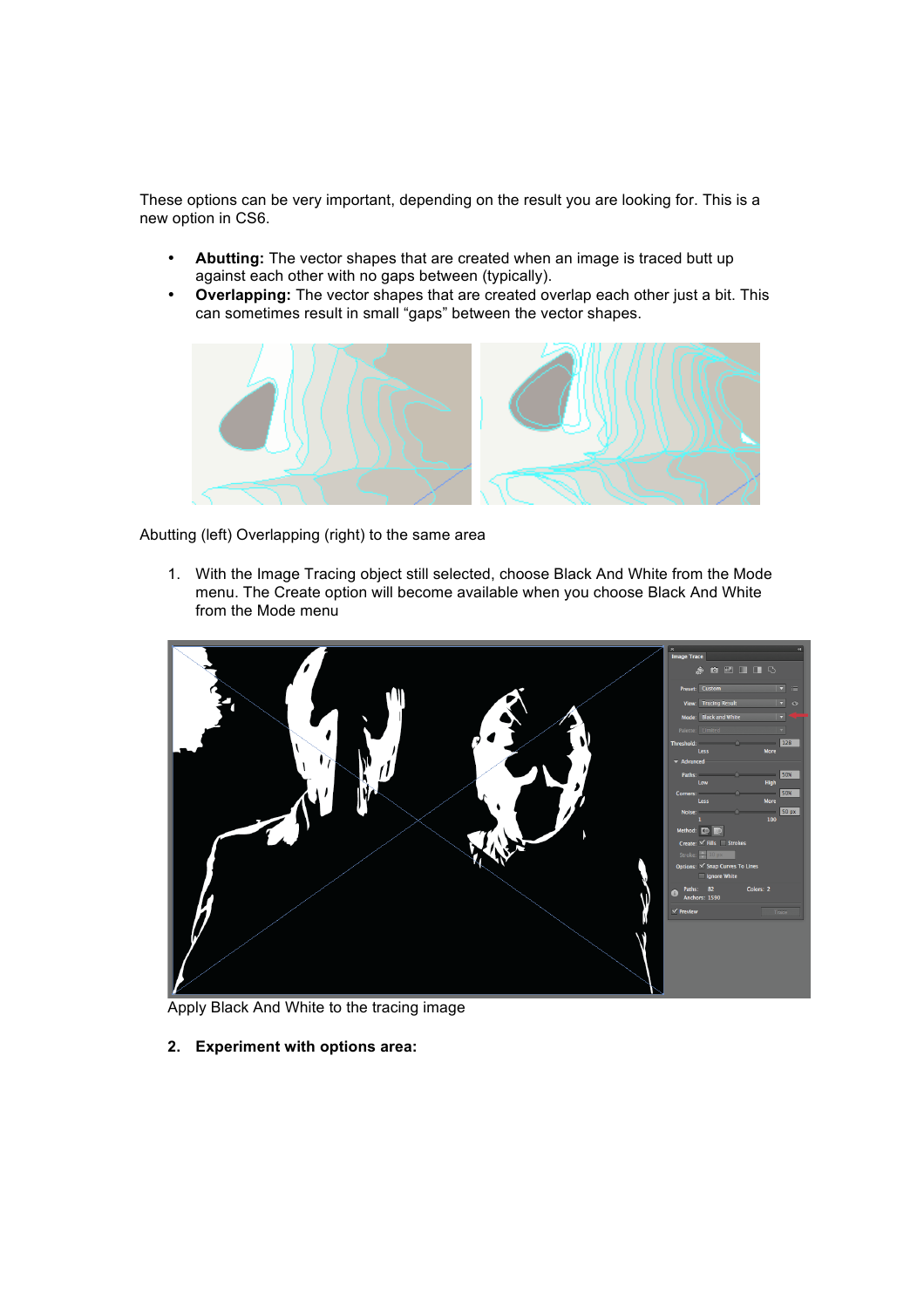These options can be very important, depending on the result you are looking for. This is a new option in CS6.

- **Abutting:** The vector shapes that are created when an image is traced butt up against each other with no gaps between (typically).
- **Overlapping:** The vector shapes that are created overlap each other just a bit. This can sometimes result in small "gaps" between the vector shapes.

Abutting (left) Overlapping (right) to the same area

1. With the Image Tracing object still selected, choose Black And White from the Mode menu. The Create option will become available when you choose Black And White from the Mode menu

Apply Black And White to the tracing image

2. **Experiment with options area:**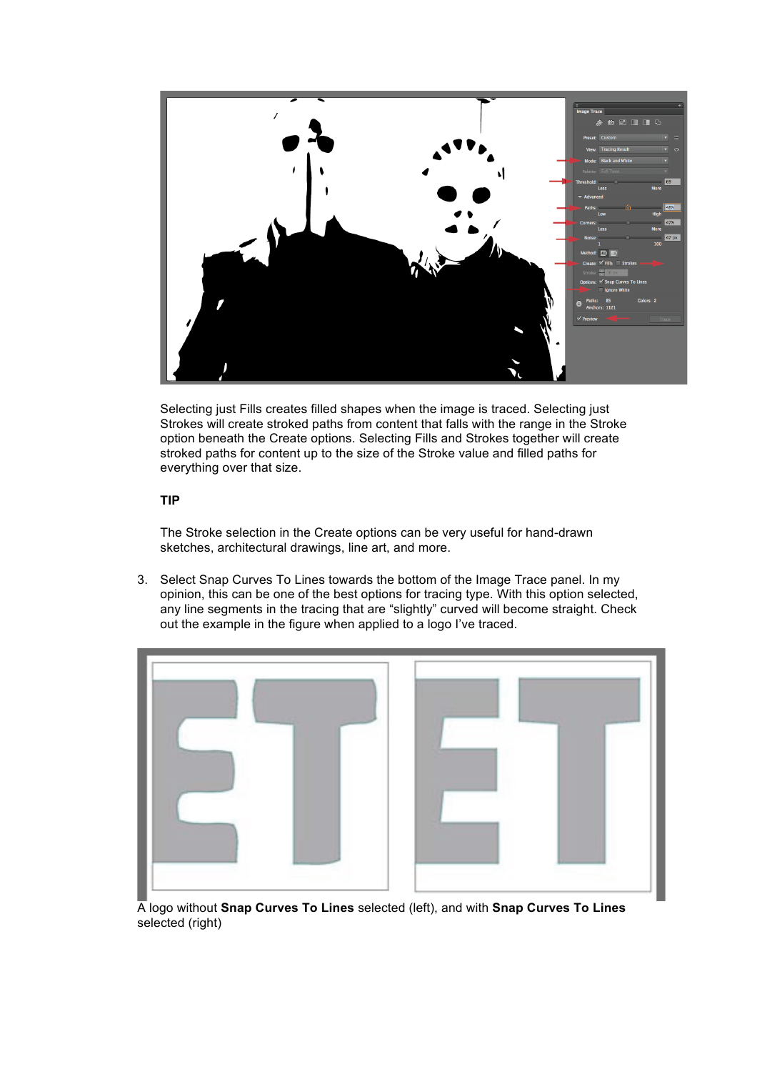Selecting just Fills creates filled shapes when the image is traced. Selecting just Strokes will create stroked paths from content that falls with the range in the Stroke option beneath the Create options. Selecting Fills and Strokes together will create stroked paths for content up to the size of the Stroke value and filled paths for everything over that size.

**TIP**

The Stroke selection in the Create options can be very useful for hand-drawn sketches, architectural drawings, line art, and more.

3. Select Snap Curves To Lines towards the bottom of the Image Trace panel. In my opinion, this can be one of the best options for tracing type. With this option selected, any line segments in the tracing that are "slightly" curved will become straight. Check out the example in the figure when applied to a logo I've traced.

A logo without **Snap Curves To Lines** selected (left), and with **Snap Curves To Lines** selected (right)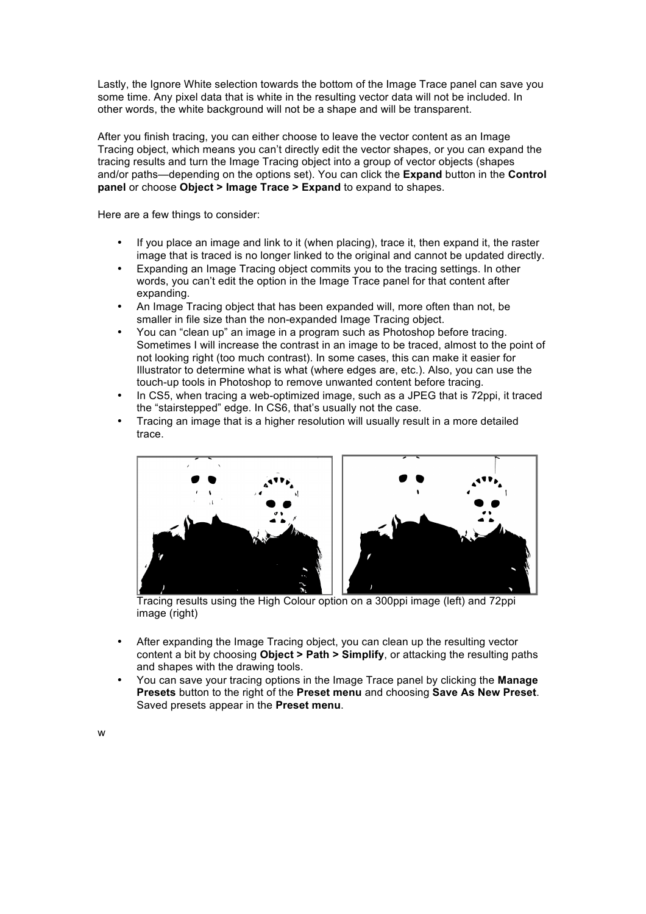Lastly, the Ignore White selection towards the bottom of the Image Trace panel can save you some time. Any pixel data that is white in the resulting vector data will not be included. In other words, the white background will not be a shape and will be transparent.

After you finish tracing, you can either choose to leave the vector content as an Image Tracing object, which means you can't directly edit the vector shapes, or you can expand the tracing results and turn the Image Tracing object into a group of vector objects (shapes and/or paths—depending on the options set). You can click the **Expand** button in the **Control panel** or choose **Object > Image Trace > Expand** to expand to shapes.

Here are a few things to consider:

- If you place an image and link to it (when placing), trace it, then expand it, the raster image that is traced is no longer linked to the original and cannot be updated directly.
- Expanding an Image Tracing object commits you to the tracing settings. In other words, you can't edit the option in the Image Trace panel for that content after expanding.
- An Image Tracing object that has been expanded will, more often than not, be smaller in file size than the non-expanded Image Tracing object.
- You can "clean up" an image in a program such as Photoshop before tracing. Sometimes I will increase the contrast in an image to be traced, almost to the point of not looking right (too much contrast). In some cases, this can make it easier for Illustrator to determine what is what (where edges are, etc.). Also, you can use the touch-up tools in Photoshop to remove unwanted content before tracing.
- In CS5, when tracing a web-optimized image, such as a JPEG that is 72ppi, it traced the "stairstepped" edge. In CS6, that's usually not the case.
- Tracing an image that is a higher resolution will usually result in a more detailed trace.

Tracing results using the High Colour option on a 300ppi image (left) and 72ppi image (right)

- After expanding the Image Tracing object, you can clean up the resulting vector content a bit by choosing **Object > Path > Simplify**, or attacking the resulting paths and shapes with the drawing tools.
- You can save your tracing options in the Image Trace panel by clicking the **Manage Presets** button to the right of the **Preset menu** and choosing **Save As New Preset**. Saved presets appear in the **Preset menu**.

w